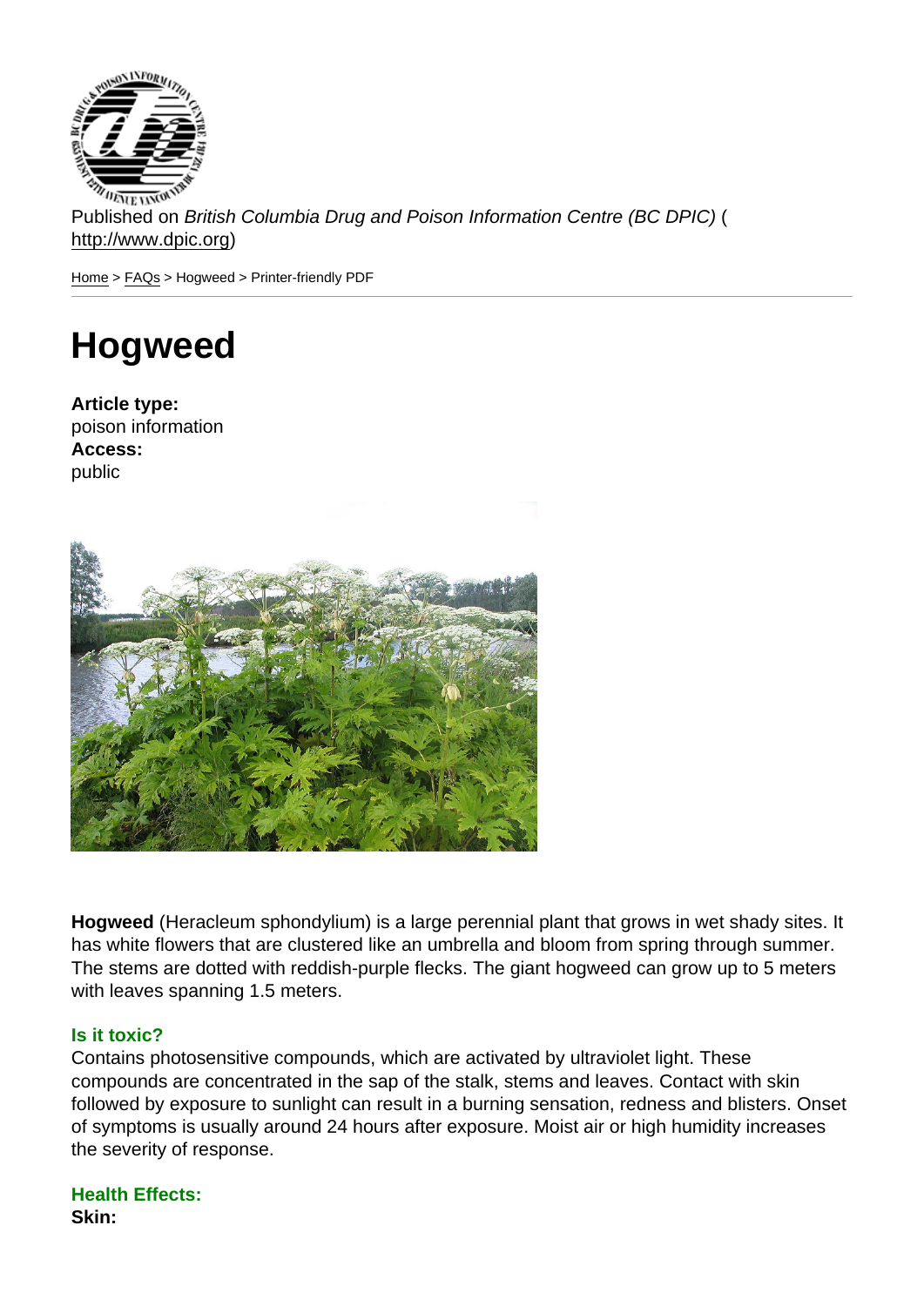Published on *British Columbia Drug and Poison Information Centre (BC DPIC)* (http://www.dpic.org)

Home > FAQs > Hogweed > Printer-friendly PDF

# Hogweed

**Article type:**
poison information
**Access:**
public

**Hogweed** (Heracleum sphondylium) is a large perennial plant that grows in wet shady sites. It has white flowers that are clustered like an umbrella and bloom from spring through summer. The stems are dotted with reddish-purple flecks. The giant hogweed can grow up to 5 meters with leaves spanning 1.5 meters.

### Is it toxic?

Contains photosensitive compounds, which are activated by ultraviolet light. These compounds are concentrated in the sap of the stalk, stems and leaves. Contact with skin followed by exposure to sunlight can result in a burning sensation, redness and blisters. Onset of symptoms is usually around 24 hours after exposure. Moist air or high humidity increases the severity of response.

### Health Effects:

**Skin:**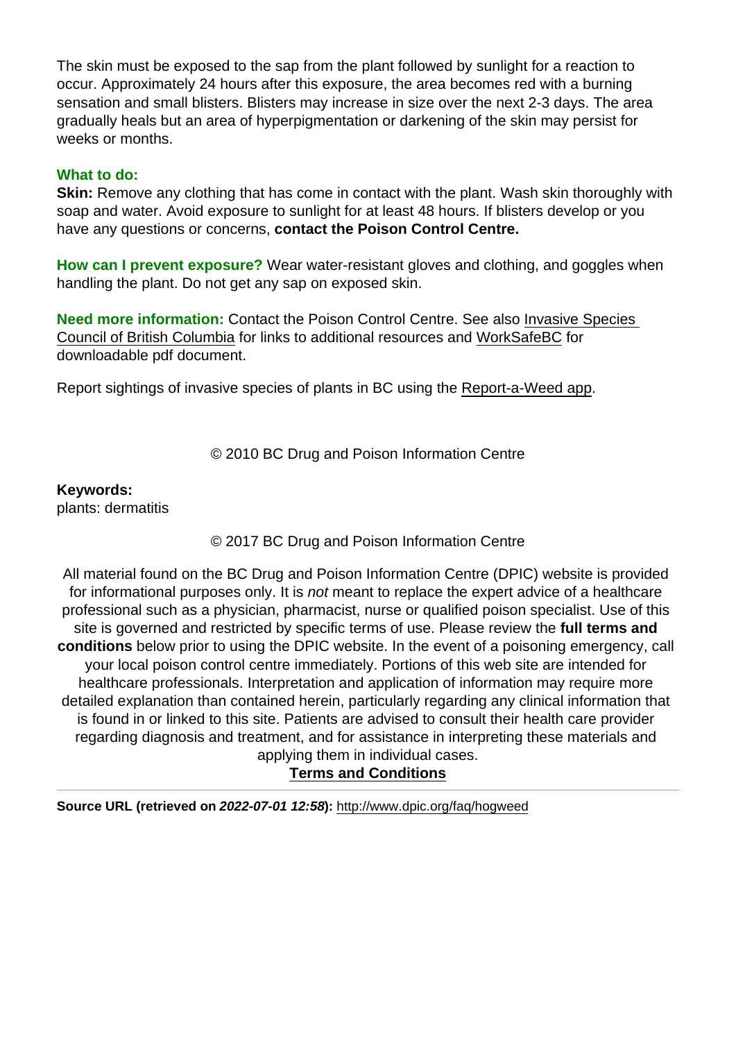The skin must be exposed to the sap from the plant followed by sunlight for a reaction to occur. Approximately 24 hours after this exposure, the area becomes red with a burning sensation and small blisters. Blisters may increase in size over the next 2-3 days. The area gradually heals but an area of hyperpigmentation or darkening of the skin may persist for weeks or months.

**What to do:**

**Skin:** Remove any clothing that has come in contact with the plant. Wash skin thoroughly with soap and water. Avoid exposure to sunlight for at least 48 hours. If blisters develop or you have any questions or concerns, **contact the Poison Control Centre.**

**How can I prevent exposure?** Wear water-resistant gloves and clothing, and goggles when handling the plant. Do not get any sap on exposed skin.

**Need more information:** Contact the Poison Control Centre. See also Invasive Species Council of British Columbia for links to additional resources and WorkSafeBC for downloadable pdf document.

Report sightings of invasive species of plants in BC using the Report-a-Weed app.

© 2010 BC Drug and Poison Information Centre

**Keywords:**
plants: dermatitis

© 2017 BC Drug and Poison Information Centre

All material found on the BC Drug and Poison Information Centre (DPIC) website is provided for informational purposes only. It is *not* meant to replace the expert advice of a healthcare professional such as a physician, pharmacist, nurse or qualified poison specialist. Use of this site is governed and restricted by specific terms of use. Please review the **full terms and conditions** below prior to using the DPIC website. In the event of a poisoning emergency, call your local poison control centre immediately. Portions of this web site are intended for healthcare professionals. Interpretation and application of information may require more detailed explanation than contained herein, particularly regarding any clinical information that is found in or linked to this site. Patients are advised to consult their health care provider regarding diagnosis and treatment, and for assistance in interpreting these materials and applying them in individual cases.

**Terms and Conditions**

---

**Source URL (retrieved on *2022-07-01 12:58*):** http://www.dpic.org/faq/hogweed